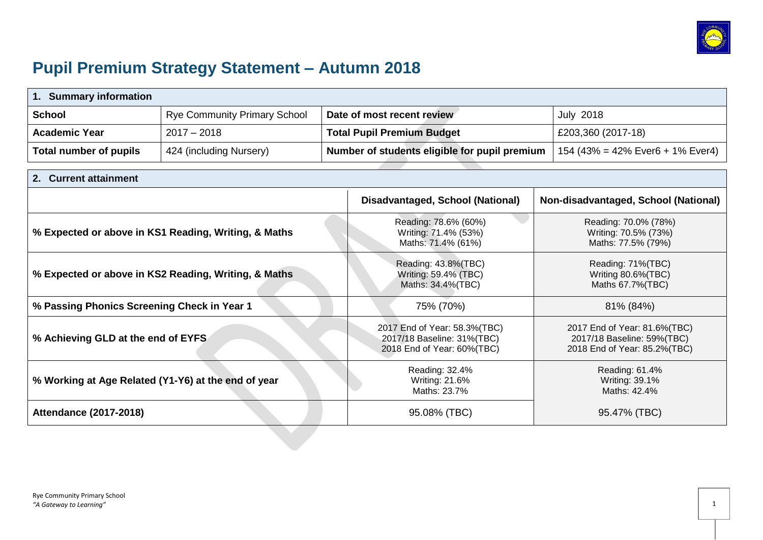# Pupil Premium Strategy Statement – Autumn 2018

| 1. Summary information | | | |
|---|---|---|---|
| **School** | Rye Community Primary School | **Date of most recent review** | July 2018 |
| **Academic Year** | 2017 – 2018 | **Total Pupil Premium Budget** | £203,360 (2017-18) |
| **Total number of pupils** | 424 (including Nursery) | **Number of students eligible for pupil premium** | 154 (43% = 42% Ever6 + 1% Ever4) |

| 2. Current attainment | | |
|---|---|---|
| | **Disadvantaged, School (National)** | **Non-disadvantaged, School (National)** |
| **% Expected or above in KS1 Reading, Writing, & Maths** | Reading: 78.6% (60%)<br>Writing: 71.4% (53%)<br>Maths: 71.4% (61%) | Reading: 70.0% (78%)<br>Writing: 70.5% (73%)<br>Maths: 77.5% (79%) |
| **% Expected or above in KS2 Reading, Writing, & Maths** | Reading: 43.8%(TBC)<br>Writing: 59.4% (TBC)<br>Maths: 34.4%(TBC) | Reading: 71%(TBC)<br>Writing 80.6%(TBC)<br>Maths 67.7%(TBC) |
| **% Passing Phonics Screening Check in Year 1** | 75% (70%) | 81% (84%) |
| **% Achieving GLD at the end of EYFS** | 2017 End of Year: 58.3%(TBC)<br>2017/18 Baseline: 31%(TBC)<br>2018 End of Year: 60%(TBC) | 2017 End of Year: 81.6%(TBC)<br>2017/18 Baseline: 59%(TBC)<br>2018 End of Year: 85.2%(TBC) |
| **% Working at Age Related (Y1-Y6) at the end of year** | Reading: 32.4%<br>Writing: 21.6%<br>Maths: 23.7% | Reading: 61.4%<br>Writing: 39.1%<br>Maths: 42.4% |
| **Attendance (2017-2018)** | 95.08% (TBC) | 95.47% (TBC) |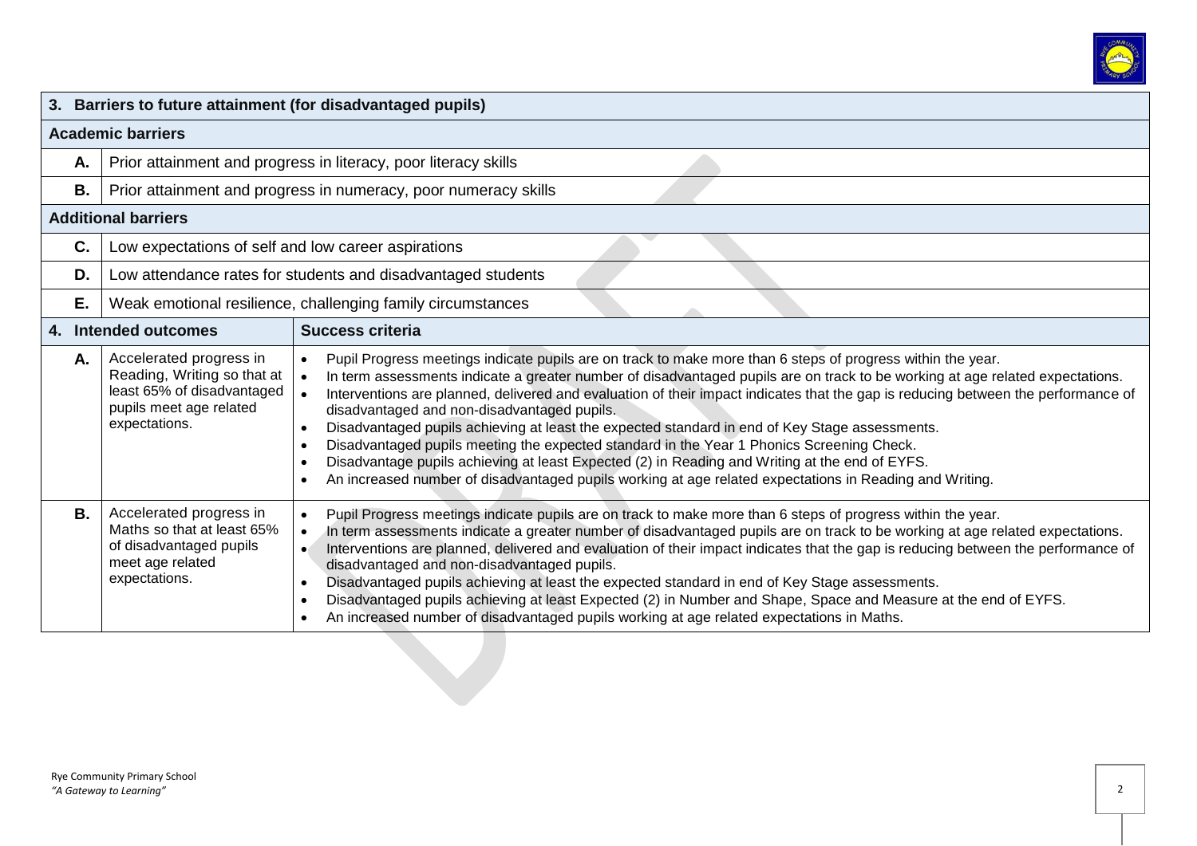| **3. Barriers to future attainment (for disadvantaged pupils)** | |
|---|---|
| **Academic barriers** | |
| **A.** | Prior attainment and progress in literacy, poor literacy skills |
| **B.** | Prior attainment and progress in numeracy, poor numeracy skills |
| **Additional barriers** | |
| **C.** | Low expectations of self and low career aspirations |
| **D.** | Low attendance rates for students and disadvantaged students |
| **E.** | Weak emotional resilience, challenging family circumstances |

| **4. Intended outcomes** | | **Success criteria** |
|---|---|---|
| **A.** | Accelerated progress in Reading, Writing so that at least 65% of disadvantaged pupils meet age related expectations. | • Pupil Progress meetings indicate pupils are on track to make more than 6 steps of progress within the year.<br>• In term assessments indicate a greater number of disadvantaged pupils are on track to be working at age related expectations.<br>• Interventions are planned, delivered and evaluation of their impact indicates that the gap is reducing between the performance of disadvantaged and non-disadvantaged pupils.<br>• Disadvantaged pupils achieving at least the expected standard in end of Key Stage assessments.<br>• Disadvantaged pupils meeting the expected standard in the Year 1 Phonics Screening Check.<br>• Disadvantage pupils achieving at least Expected (2) in Reading and Writing at the end of EYFS.<br>• An increased number of disadvantaged pupils working at age related expectations in Reading and Writing. |
| **B.** | Accelerated progress in Maths so that at least 65% of disadvantaged pupils meet age related expectations. | • Pupil Progress meetings indicate pupils are on track to make more than 6 steps of progress within the year.<br>• In term assessments indicate a greater number of disadvantaged pupils are on track to be working at age related expectations.<br>• Interventions are planned, delivered and evaluation of their impact indicates that the gap is reducing between the performance of disadvantaged and non-disadvantaged pupils.<br>• Disadvantaged pupils achieving at least the expected standard in end of Key Stage assessments.<br>• Disadvantaged pupils achieving at least Expected (2) in Number and Shape, Space and Measure at the end of EYFS.<br>• An increased number of disadvantaged pupils working at age related expectations in Maths. |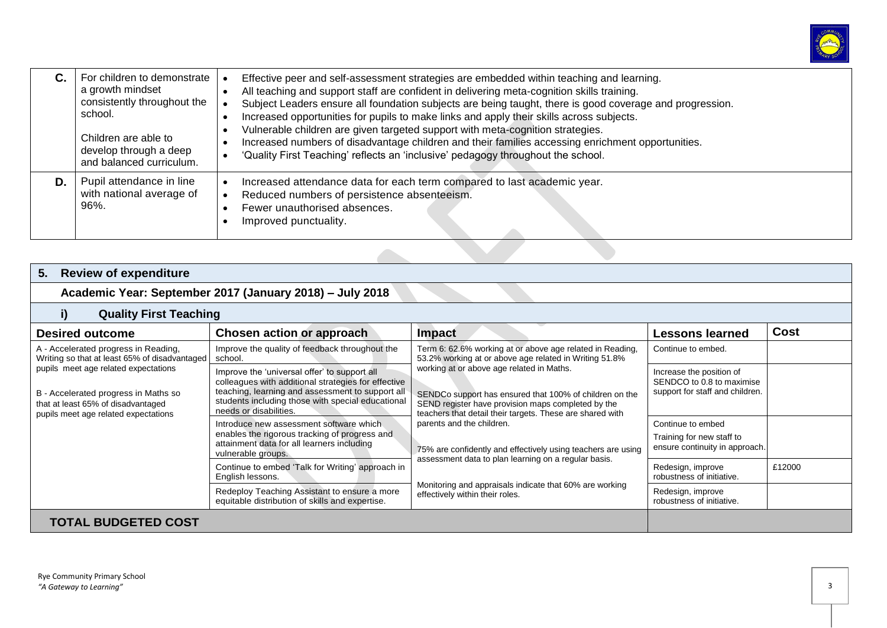| | | |
|---|---|---|
| **C.** | For children to demonstrate a growth mindset consistently throughout the school.<br><br>Children are able to develop through a deep and balanced curriculum. | • Effective peer and self-assessment strategies are embedded within teaching and learning.<br>• All teaching and support staff are confident in delivering meta-cognition skills training.<br>• Subject Leaders ensure all foundation subjects are being taught, there is good coverage and progression.<br>• Increased opportunities for pupils to make links and apply their skills across subjects.<br>• Vulnerable children are given targeted support with meta-cognition strategies.<br>• Increased numbers of disadvantage children and their families accessing enrichment opportunities.<br>• 'Quality First Teaching' reflects an 'inclusive' pedagogy throughout the school. |
| **D.** | Pupil attendance in line with national average of 96%. | • Increased attendance data for each term compared to last academic year.<br>• Reduced numbers of persistence absenteeism.<br>• Fewer unauthorised absences.<br>• Improved punctuality. |

## 5. Review of expenditure

### Academic Year: September 2017 (January 2018) – July 2018

### i) Quality First Teaching

| Desired outcome | Chosen action or approach | Impact | Lessons learned | Cost |
|---|---|---|---|---|
| A - Accelerated progress in Reading, Writing so that at least 65% of disadvantaged pupils meet age related expectations<br><br>B - Accelerated progress in Maths so that at least 65% of disadvantaged pupils meet age related expectations | Improve the quality of feedback throughout the school. | Term 6: 62.6% working at or above age related in Reading, 53.2% working at or above age related in Writing 51.8% working at or above age related in Maths.<br><br>SENDCo support has ensured that 100% of children on the SEND register have provision maps completed by the teachers that detail their targets. These are shared with parents and the children.<br><br>75% are confidently and effectively using teachers are using assessment data to plan learning on a regular basis.<br><br>Monitoring and appraisals indicate that 60% are working effectively within their roles. | Continue to embed. | |
| | Improve the 'universal offer' to support all colleagues with additional strategies for effective teaching, learning and assessment to support all students including those with special educational needs or disabilities. | | Increase the position of SENDCO to 0.8 to maximise support for staff and children. | |
| | Introduce new assessment software which enables the rigorous tracking of progress and attainment data for all learners including vulnerable groups. | | Continue to embed<br>Training for new staff to ensure continuity in approach. | |
| | Continue to embed 'Talk for Writing' approach in English lessons. | | Redesign, improve robustness of initiative. | £12000 |
| | Redeploy Teaching Assistant to ensure a more equitable distribution of skills and expertise. | | Redesign, improve robustness of initiative. | |
| **TOTAL BUDGETED COST** | | | | |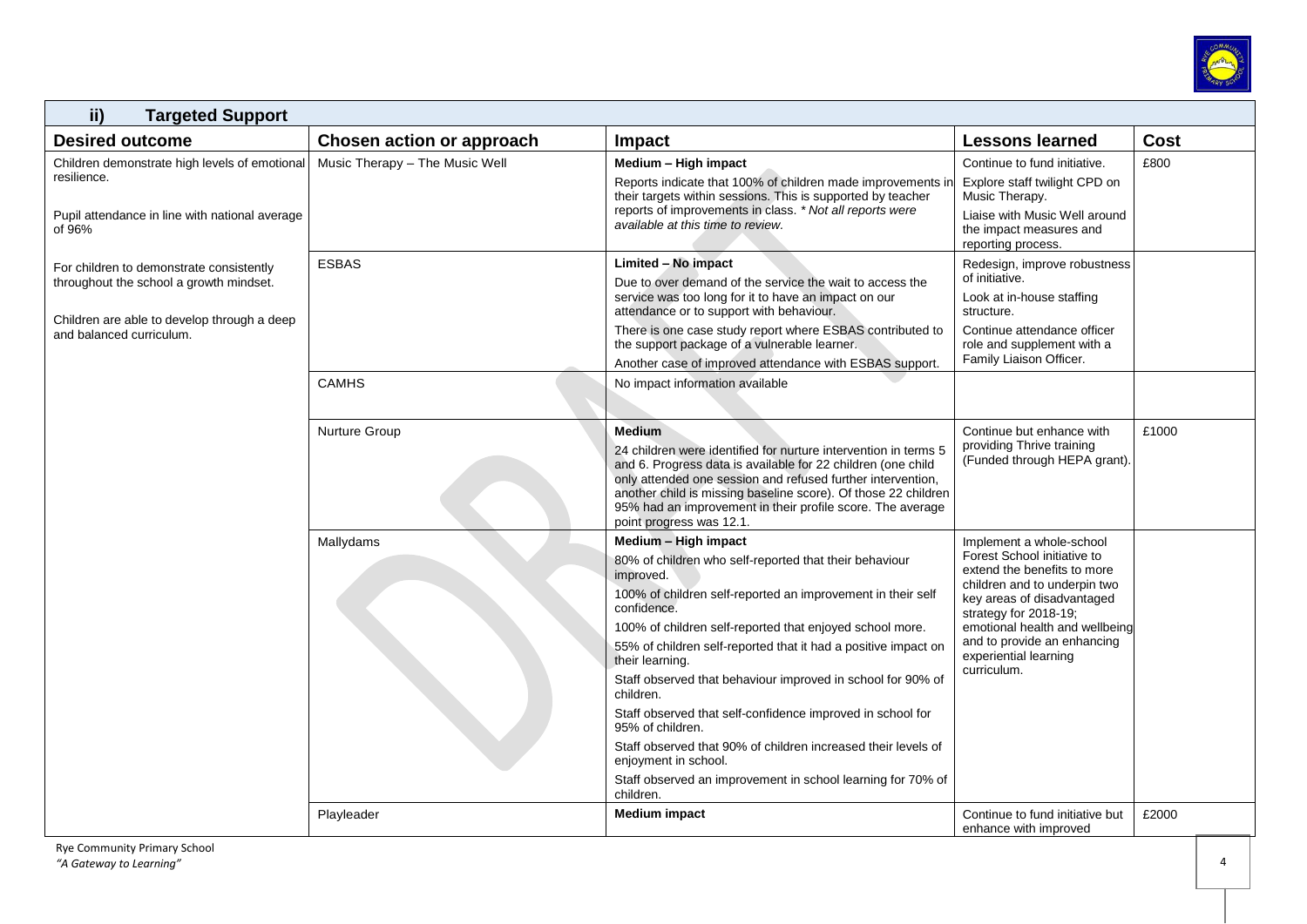### ii) Targeted Support

| Desired outcome | Chosen action or approach | Impact | Lessons learned | Cost |
|---|---|---|---|---|
| Children demonstrate high levels of emotional resilience.<br><br>Pupil attendance in line with national average of 96%<br><br>For children to demonstrate consistently throughout the school a growth mindset.<br><br>Children are able to develop through a deep and balanced curriculum. | Music Therapy – The Music Well | **Medium – High impact**<br>Reports indicate that 100% of children made improvements in their targets within sessions. This is supported by teacher reports of improvements in class. *\* Not all reports were available at this time to review.* | Continue to fund initiative.<br>Explore staff twilight CPD on Music Therapy.<br>Liaise with Music Well around the impact measures and reporting process. | £800 |
| | ESBAS | **Limited – No impact**<br>Due to over demand of the service the wait to access the service was too long for it to have an impact on our attendance or to support with behaviour.<br>There is one case study report where ESBAS contributed to the support package of a vulnerable learner.<br>Another case of improved attendance with ESBAS support. | Redesign, improve robustness of initiative.<br>Look at in-house staffing structure.<br>Continue attendance officer role and supplement with a Family Liaison Officer. | |
| | CAMHS | No impact information available | | |
| | Nurture Group | **Medium**<br>24 children were identified for nurture intervention in terms 5 and 6. Progress data is available for 22 children (one child only attended one session and refused further intervention, another child is missing baseline score). Of those 22 children 95% had an improvement in their profile score. The average point progress was 12.1. | Continue but enhance with providing Thrive training (Funded through HEPA grant). | £1000 |
| | Mallydams | **Medium – High impact**<br>80% of children who self-reported that their behaviour improved.<br>100% of children self-reported an improvement in their self confidence.<br>100% of children self-reported that enjoyed school more.<br>55% of children self-reported that it had a positive impact on their learning.<br>Staff observed that behaviour improved in school for 90% of children.<br>Staff observed that self-confidence improved in school for 95% of children.<br>Staff observed that 90% of children increased their levels of enjoyment in school.<br>Staff observed an improvement in school learning for 70% of children. | Implement a whole-school Forest School initiative to extend the benefits to more children and to underpin two key areas of disadvantaged strategy for 2018-19; emotional health and wellbeing and to provide an enhancing experiential learning curriculum. | |
| | Playleader | **Medium impact** | Continue to fund initiative but enhance with improved | £2000 |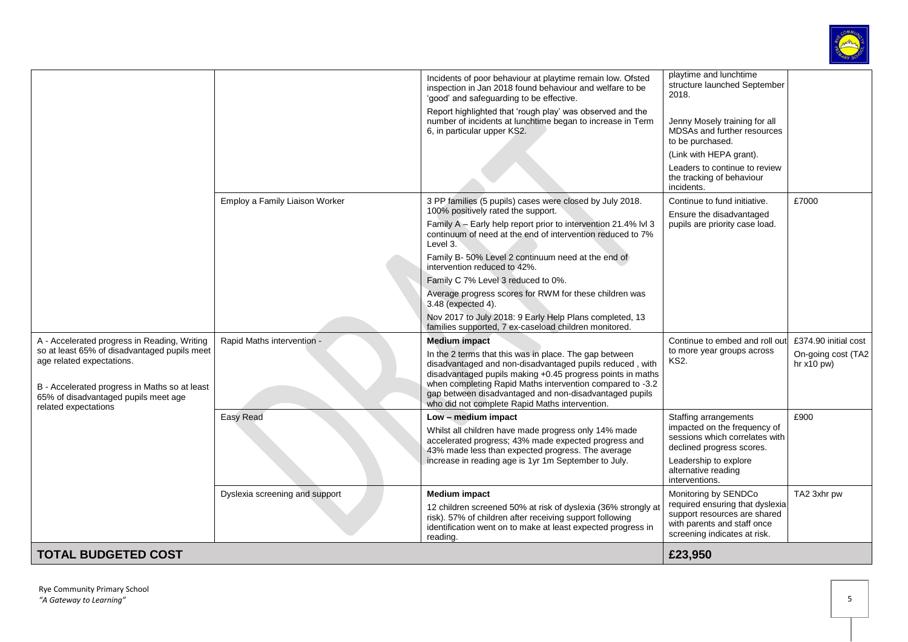| | | | | |
|---|---|---|---|---|
| | | Incidents of poor behaviour at playtime remain low. Ofsted inspection in Jan 2018 found behaviour and welfare to be 'good' and safeguarding to be effective.<br><br>Report highlighted that 'rough play' was observed and the number of incidents at lunchtime began to increase in Term 6, in particular upper KS2. | playtime and lunchtime structure launched September 2018.<br><br>Jenny Mosely training for all MDSAs and further resources to be purchased.<br><br>(Link with HEPA grant).<br><br>Leaders to continue to review the tracking of behaviour incidents. | |
| | Employ a Family Liaison Worker | 3 PP families (5 pupils) cases were closed by July 2018. 100% positively rated the support.<br><br>Family A – Early help report prior to intervention 21.4% lvl 3 continuum of need at the end of intervention reduced to 7% Level 3.<br><br>Family B- 50% Level 2 continuum need at the end of intervention reduced to 42%.<br><br>Family C 7% Level 3 reduced to 0%.<br><br>Average progress scores for RWM for these children was 3.48 (expected 4).<br><br>Nov 2017 to July 2018: 9 Early Help Plans completed, 13 families supported, 7 ex-caseload children monitored. | Continue to fund initiative.<br><br>Ensure the disadvantaged pupils are priority case load. | £7000 |
| A - Accelerated progress in Reading, Writing so at least 65% of disadvantaged pupils meet age related expectations.<br><br>B - Accelerated progress in Maths so at least 65% of disadvantaged pupils meet age related expectations | Rapid Maths intervention - | **Medium impact**<br><br>In the 2 terms that this was in place. The gap between disadvantaged and non-disadvantaged pupils reduced , with disadvantaged pupils making +0.45 progress points in maths when completing Rapid Maths intervention compared to -3.2 gap between disadvantaged and non-disadvantaged pupils who did not complete Rapid Maths intervention. | Continue to embed and roll out to more year groups across KS2. | £374.90 initial cost<br><br>On-going cost (TA2 hr x10 pw) |
| | Easy Read | **Low – medium impact**<br><br>Whilst all children have made progress only 14% made accelerated progress; 43% made expected progress and 43% made less than expected progress. The average increase in reading age is 1yr 1m September to July. | Staffing arrangements impacted on the frequency of sessions which correlates with declined progress scores.<br><br>Leadership to explore alternative reading interventions. | £900 |
| | Dyslexia screening and support | **Medium impact**<br><br>12 children screened 50% at risk of dyslexia (36% strongly at risk). 57% of children after receiving support following identification went on to make at least expected progress in reading. | Monitoring by SENDCo required ensuring that dyslexia support resources are shared with parents and staff once screening indicates at risk. | TA2 3xhr pw |
| **TOTAL BUDGETED COST** | | | **£23,950** | |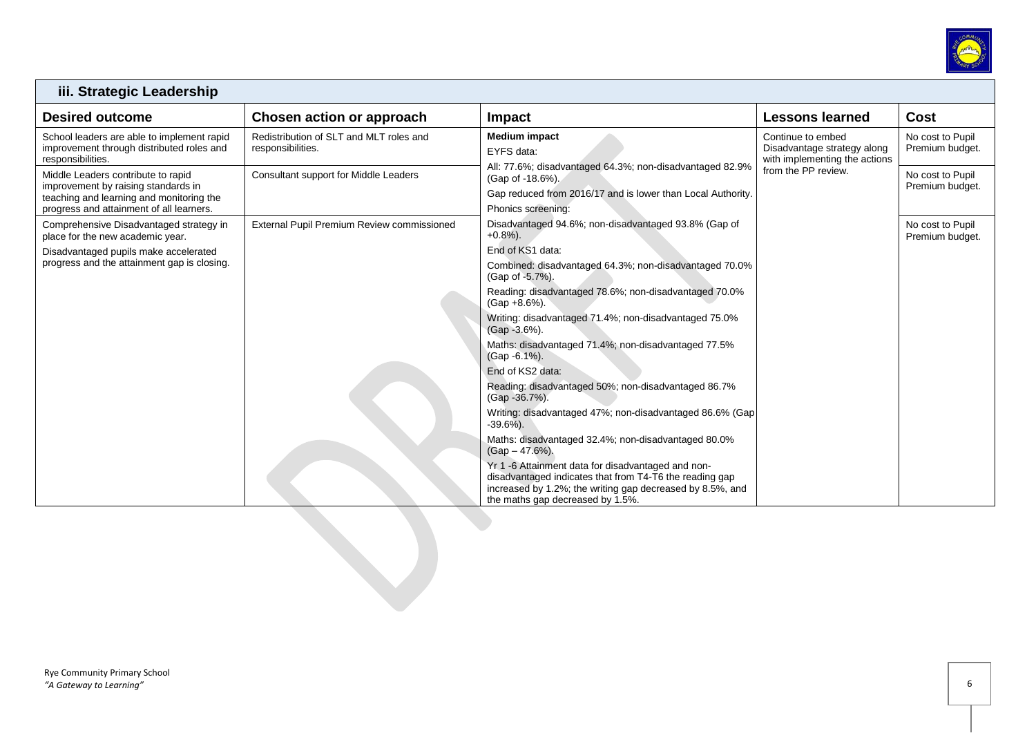## iii. Strategic Leadership

| Desired outcome | Chosen action or approach | Impact | Lessons learned | Cost |
|---|---|---|---|---|
| School leaders are able to implement rapid improvement through distributed roles and responsibilities. | Redistribution of SLT and MLT roles and responsibilities. | **Medium impact**<br>EYFS data:<br>All: 77.6%; disadvantaged 64.3%; non-disadvantaged 82.9% (Gap of -18.6%).<br>Gap reduced from 2016/17 and is lower than Local Authority.<br>Phonics screening:<br>Disadvantaged 94.6%; non-disadvantaged 93.8% (Gap of +0.8%).<br>End of KS1 data:<br>Combined: disadvantaged 64.3%; non-disadvantaged 70.0% (Gap of -5.7%).<br>Reading: disadvantaged 78.6%; non-disadvantaged 70.0% (Gap +8.6%).<br>Writing: disadvantaged 71.4%; non-disadvantaged 75.0% (Gap -3.6%).<br>Maths: disadvantaged 71.4%; non-disadvantaged 77.5% (Gap -6.1%).<br>End of KS2 data:<br>Reading: disadvantaged 50%; non-disadvantaged 86.7% (Gap -36.7%).<br>Writing: disadvantaged 47%; non-disadvantaged 86.6% (Gap -39.6%).<br>Maths: disadvantaged 32.4%; non-disadvantaged 80.0% (Gap – 47.6%).<br>Yr 1 -6 Attainment data for disadvantaged and non-disadvantaged indicates that from T4-T6 the reading gap increased by 1.2%; the writing gap decreased by 8.5%, and the maths gap decreased by 1.5%. | Continue to embed Disadvantage strategy along with implementing the actions from the PP review. | No cost to Pupil Premium budget. |
| Middle Leaders contribute to rapid improvement by raising standards in teaching and learning and monitoring the progress and attainment of all learners. | Consultant support for Middle Leaders | | | No cost to Pupil Premium budget. |
| Comprehensive Disadvantaged strategy in place for the new academic year.<br>Disadvantaged pupils make accelerated progress and the attainment gap is closing. | External Pupil Premium Review commissioned | | | No cost to Pupil Premium budget. |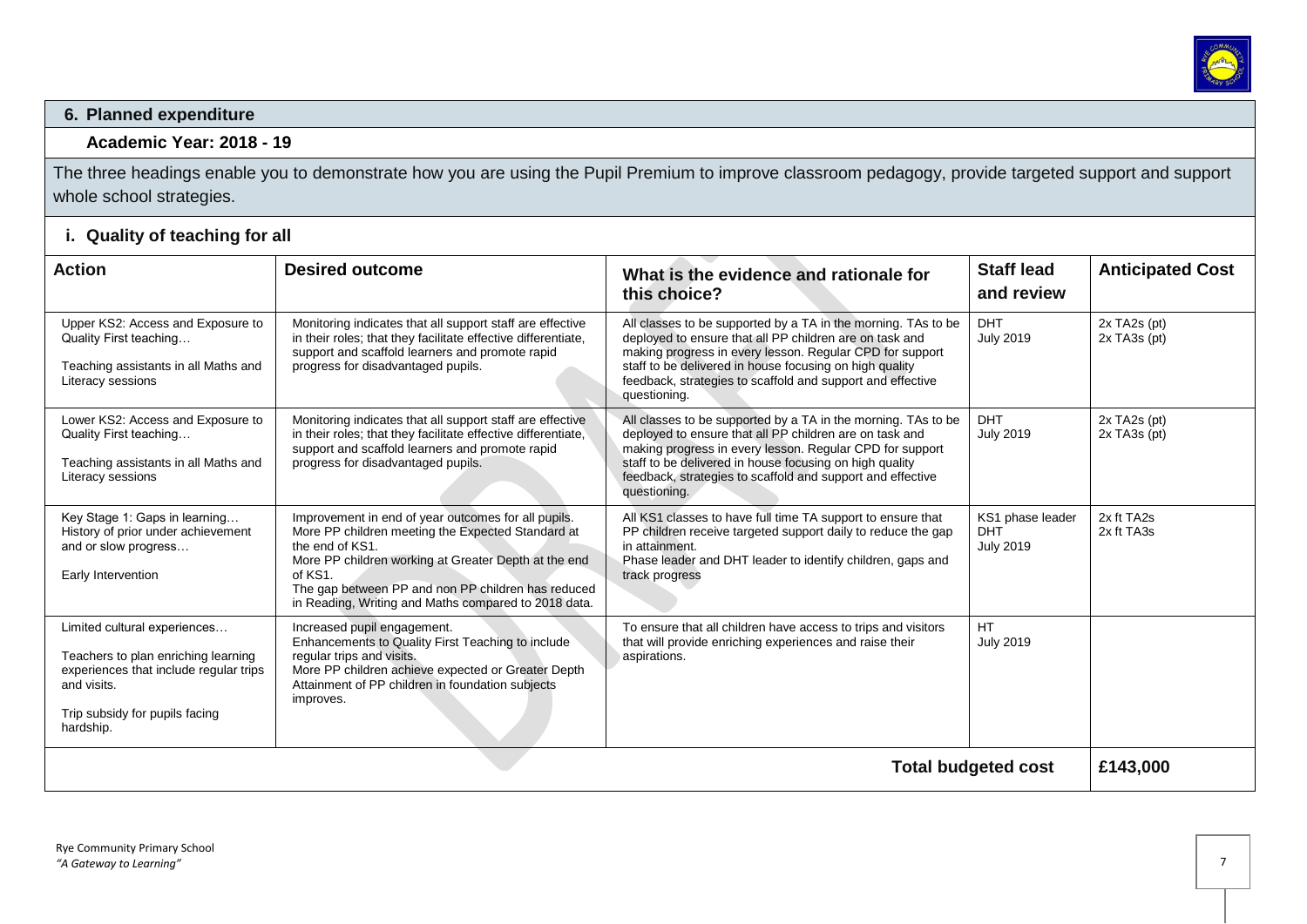## 6. Planned expenditure

**Academic Year: 2018 - 19**

The three headings enable you to demonstrate how you are using the Pupil Premium to improve classroom pedagogy, provide targeted support and support whole school strategies.

### i. Quality of teaching for all

| Action | Desired outcome | What is the evidence and rationale for this choice? | Staff lead and review | Anticipated Cost |
|---|---|---|---|---|
| Upper KS2: Access and Exposure to Quality First teaching…<br><br>Teaching assistants in all Maths and Literacy sessions | Monitoring indicates that all support staff are effective in their roles; that they facilitate effective differentiate, support and scaffold learners and promote rapid progress for disadvantaged pupils. | All classes to be supported by a TA in the morning. TAs to be deployed to ensure that all PP children are on task and making progress in every lesson. Regular CPD for support staff to be delivered in house focusing on high quality feedback, strategies to scaffold and support and effective questioning. | DHT<br>July 2019 | 2x TA2s (pt)<br>2x TA3s (pt) |
| Lower KS2: Access and Exposure to Quality First teaching…<br><br>Teaching assistants in all Maths and Literacy sessions | Monitoring indicates that all support staff are effective in their roles; that they facilitate effective differentiate, support and scaffold learners and promote rapid progress for disadvantaged pupils. | All classes to be supported by a TA in the morning. TAs to be deployed to ensure that all PP children are on task and making progress in every lesson. Regular CPD for support staff to be delivered in house focusing on high quality feedback, strategies to scaffold and support and effective questioning. | DHT<br>July 2019 | 2x TA2s (pt)<br>2x TA3s (pt) |
| Key Stage 1: Gaps in learning… History of prior under achievement and or slow progress…<br><br>Early Intervention | Improvement in end of year outcomes for all pupils. More PP children meeting the Expected Standard at the end of KS1.<br>More PP children working at Greater Depth at the end of KS1.<br>The gap between PP and non PP children has reduced in Reading, Writing and Maths compared to 2018 data. | All KS1 classes to have full time TA support to ensure that PP children receive targeted support daily to reduce the gap in attainment.<br>Phase leader and DHT leader to identify children, gaps and track progress | KS1 phase leader<br>DHT<br>July 2019 | 2x ft TA2s<br>2x ft TA3s |
| Limited cultural experiences…<br><br>Teachers to plan enriching learning experiences that include regular trips and visits.<br><br>Trip subsidy for pupils facing hardship. | Increased pupil engagement.<br>Enhancements to Quality First Teaching to include regular trips and visits.<br>More PP children achieve expected or Greater Depth Attainment of PP children in foundation subjects improves. | To ensure that all children have access to trips and visitors that will provide enriching experiences and raise their aspirations. | HT<br>July 2019 | |
| | | | **Total budgeted cost** | **£143,000** |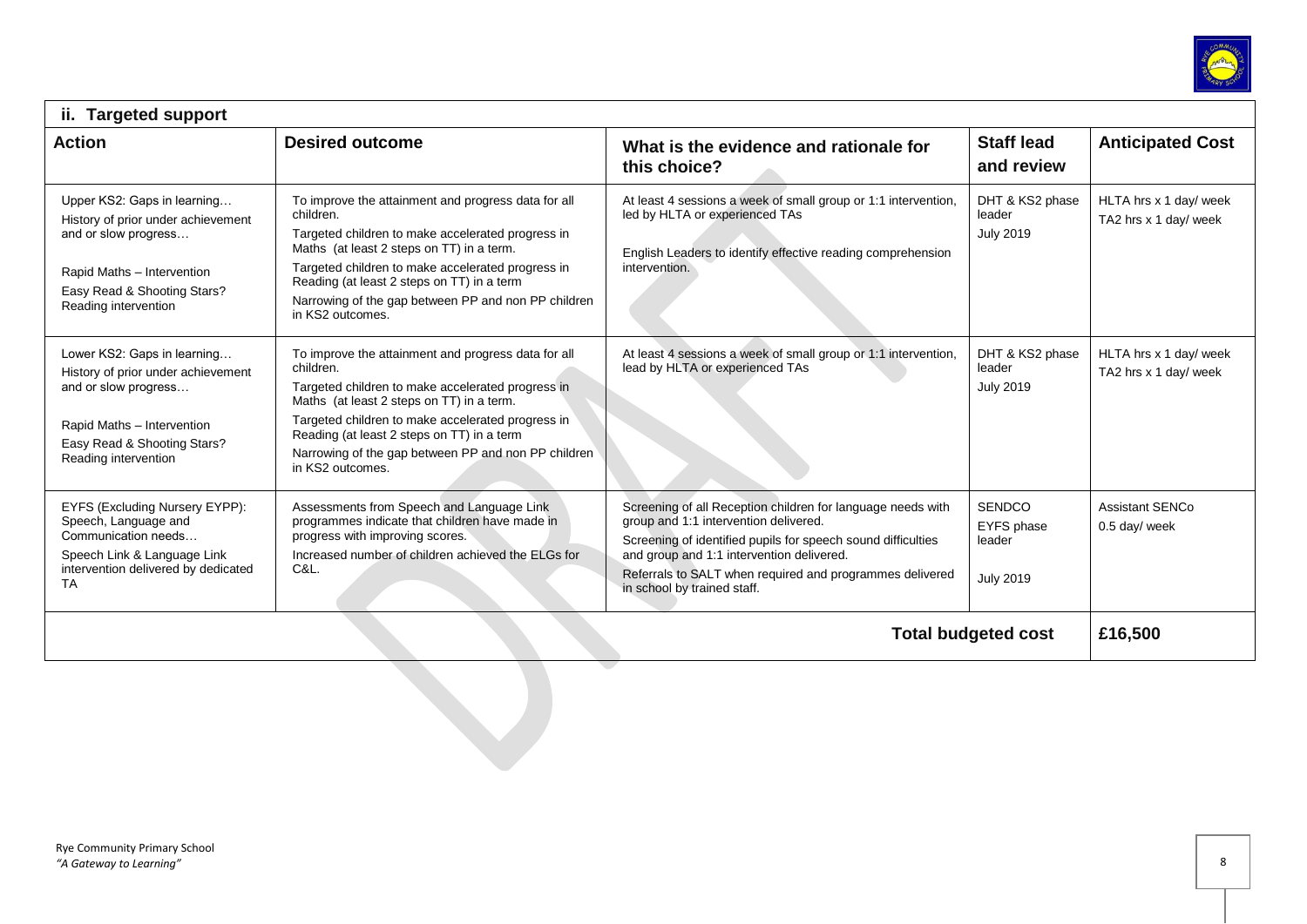## ii. Targeted support

| Action | Desired outcome | What is the evidence and rationale for this choice? | Staff lead and review | Anticipated Cost |
|---|---|---|---|---|
| Upper KS2: Gaps in learning… History of prior under achievement and or slow progress… <br><br> Rapid Maths – Intervention <br> Easy Read & Shooting Stars? Reading intervention | To improve the attainment and progress data for all children. <br> Targeted children to make accelerated progress in Maths (at least 2 steps on TT) in a term. <br> Targeted children to make accelerated progress in Reading (at least 2 steps on TT) in a term <br> Narrowing of the gap between PP and non PP children in KS2 outcomes. | At least 4 sessions a week of small group or 1:1 intervention, led by HLTA or experienced TAs <br><br> English Leaders to identify effective reading comprehension intervention. | DHT & KS2 phase leader <br> July 2019 | HLTA hrs x 1 day/ week <br> TA2 hrs x 1 day/ week |
| Lower KS2: Gaps in learning… History of prior under achievement and or slow progress… <br><br> Rapid Maths – Intervention <br> Easy Read & Shooting Stars? Reading intervention | To improve the attainment and progress data for all children. <br> Targeted children to make accelerated progress in Maths (at least 2 steps on TT) in a term. <br> Targeted children to make accelerated progress in Reading (at least 2 steps on TT) in a term <br> Narrowing of the gap between PP and non PP children in KS2 outcomes. | At least 4 sessions a week of small group or 1:1 intervention, lead by HLTA or experienced TAs | DHT & KS2 phase leader <br> July 2019 | HLTA hrs x 1 day/ week <br> TA2 hrs x 1 day/ week |
| EYFS (Excluding Nursery EYPP): Speech, Language and Communication needs… <br> Speech Link & Language Link intervention delivered by dedicated TA | Assessments from Speech and Language Link programmes indicate that children have made in progress with improving scores. <br> Increased number of children achieved the ELGs for C&L. | Screening of all Reception children for language needs with group and 1:1 intervention delivered. <br> Screening of identified pupils for speech sound difficulties and group and 1:1 intervention delivered. <br> Referrals to SALT when required and programmes delivered in school by trained staff. | SENDCO <br> EYFS phase leader <br><br> July 2019 | Assistant SENCo <br> 0.5 day/ week |
| | | | **Total budgeted cost** | **£16,500** |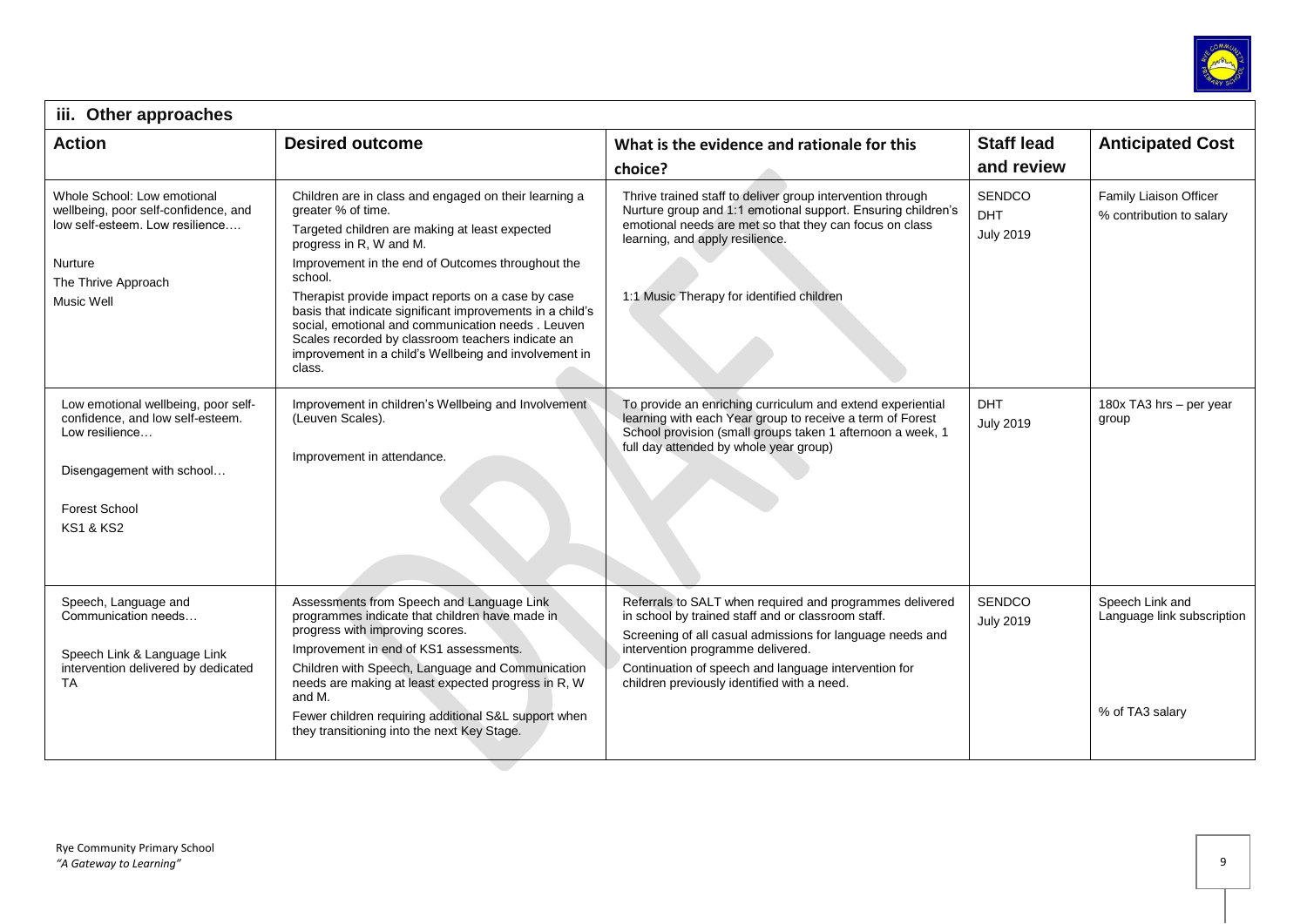## iii. Other approaches

| Action | Desired outcome | What is the evidence and rationale for this choice? | Staff lead and review | Anticipated Cost |
|---|---|---|---|---|
| Whole School: Low emotional wellbeing, poor self-confidence, and low self-esteem. Low resilience….<br><br>Nurture<br>The Thrive Approach<br>Music Well | Children are in class and engaged on their learning a greater % of time.<br>Targeted children are making at least expected progress in R, W and M.<br>Improvement in the end of Outcomes throughout the school.<br>Therapist provide impact reports on a case by case basis that indicate significant improvements in a child's social, emotional and communication needs . Leuven Scales recorded by classroom teachers indicate an improvement in a child's Wellbeing and involvement in class. | Thrive trained staff to deliver group intervention through Nurture group and 1:1 emotional support. Ensuring children's emotional needs are met so that they can focus on class learning, and apply resilience.<br><br>1:1 Music Therapy for identified children | SENDCO<br>DHT<br>July 2019 | Family Liaison Officer % contribution to salary |
| Low emotional wellbeing, poor self-confidence, and low self-esteem. Low resilience…<br><br>Disengagement with school…<br><br>Forest School<br>KS1 & KS2 | Improvement in children's Wellbeing and Involvement (Leuven Scales).<br><br>Improvement in attendance. | To provide an enriching curriculum and extend experiential learning with each Year group to receive a term of Forest School provision (small groups taken 1 afternoon a week, 1 full day attended by whole year group) | DHT<br>July 2019 | 180x TA3 hrs – per year group |
| Speech, Language and Communication needs…<br><br>Speech Link & Language Link intervention delivered by dedicated TA | Assessments from Speech and Language Link programmes indicate that children have made in progress with improving scores.<br>Improvement in end of KS1 assessments.<br>Children with Speech, Language and Communication needs are making at least expected progress in R, W and M.<br>Fewer children requiring additional S&L support when they transitioning into the next Key Stage. | Referrals to SALT when required and programmes delivered in school by trained staff and or classroom staff.<br>Screening of all casual admissions for language needs and intervention programme delivered.<br>Continuation of speech and language intervention for children previously identified with a need. | SENDCO<br>July 2019 | Speech Link and Language link subscription<br><br>% of TA3 salary |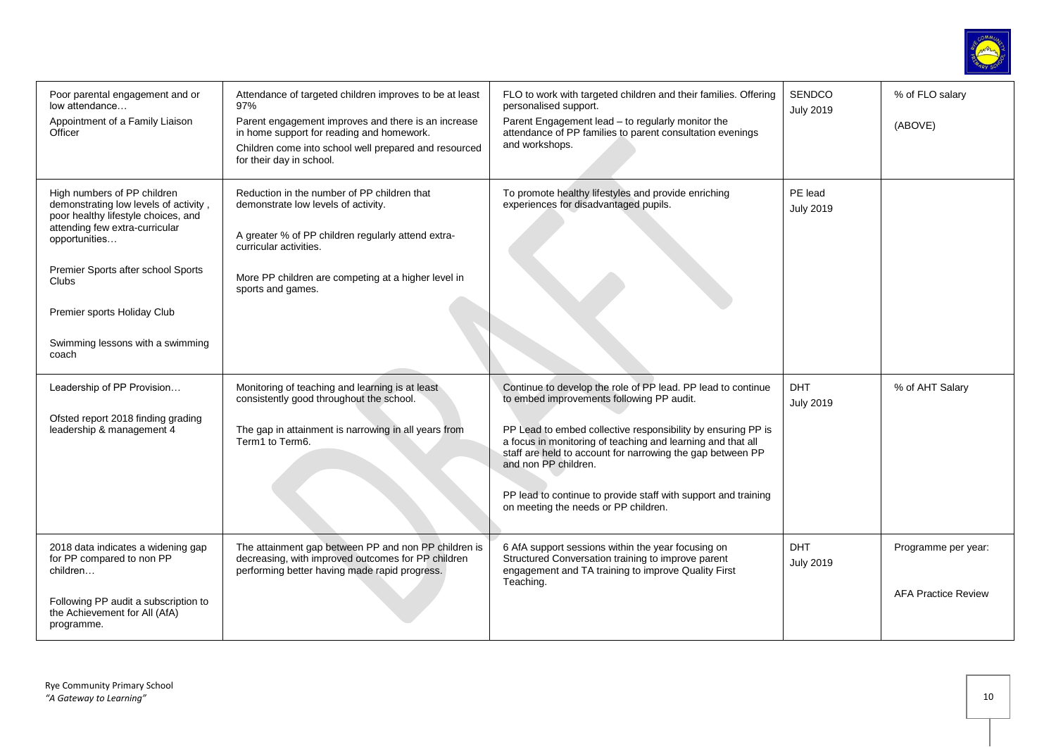| | | | | |
|---|---|---|---|---|
| Poor parental engagement and or low attendance…<br><br>Appointment of a Family Liaison Officer | Attendance of targeted children improves to be at least 97%<br><br>Parent engagement improves and there is an increase in home support for reading and homework.<br><br>Children come into school well prepared and resourced for their day in school. | FLO to work with targeted children and their families. Offering personalised support.<br><br>Parent Engagement lead – to regularly monitor the attendance of PP families to parent consultation evenings and workshops. | SENDCO<br>July 2019 | % of FLO salary<br><br>(ABOVE) |
| High numbers of PP children demonstrating low levels of activity , poor healthy lifestyle choices, and attending few extra-curricular opportunities…<br><br>Premier Sports after school Sports Clubs<br><br>Premier sports Holiday Club<br><br>Swimming lessons with a swimming coach | Reduction in the number of PP children that demonstrate low levels of activity.<br><br>A greater % of PP children regularly attend extra-curricular activities.<br><br>More PP children are competing at a higher level in sports and games. | To promote healthy lifestyles and provide enriching experiences for disadvantaged pupils. | PE lead<br>July 2019 | |
| Leadership of PP Provision…<br><br>Ofsted report 2018 finding grading leadership & management 4 | Monitoring of teaching and learning is at least consistently good throughout the school.<br><br>The gap in attainment is narrowing in all years from Term1 to Term6. | Continue to develop the role of PP lead. PP lead to continue to embed improvements following PP audit.<br><br>PP Lead to embed collective responsibility by ensuring PP is a focus in monitoring of teaching and learning and that all staff are held to account for narrowing the gap between PP and non PP children.<br><br>PP lead to continue to provide staff with support and training on meeting the needs or PP children. | DHT<br>July 2019 | % of AHT Salary |
| 2018 data indicates a widening gap for PP compared to non PP children…<br><br>Following PP audit a subscription to the Achievement for All (AfA) programme. | The attainment gap between PP and non PP children is decreasing, with improved outcomes for PP children performing better having made rapid progress. | 6 AfA support sessions within the year focusing on Structured Conversation training to improve parent engagement and TA training to improve Quality First Teaching. | DHT<br>July 2019 | Programme per year:<br><br>AFA Practice Review |

Rye Community Primary School
*"A Gateway to Learning"*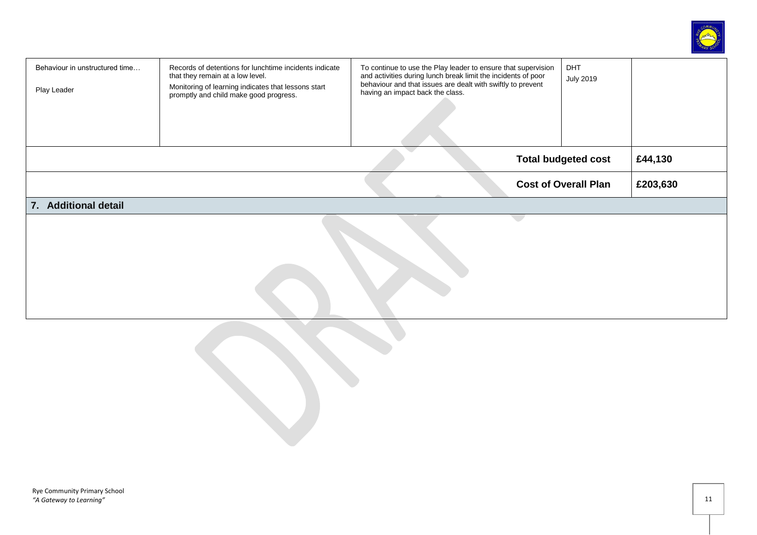| | | | | |
|---|---|---|---|---|
| Behaviour in unstructured time…<br><br>Play Leader | Records of detentions for lunchtime incidents indicate that they remain at a low level.<br>Monitoring of learning indicates that lessons start promptly and child make good progress. | To continue to use the Play leader to ensure that supervision and activities during lunch break limit the incidents of poor behaviour and that issues are dealt with swiftly to prevent having an impact back the class. | DHT<br>July 2019 | |
| | | | **Total budgeted cost** | **£44,130** |
| | | | **Cost of Overall Plan** | **£203,630** |

## 7. Additional detail